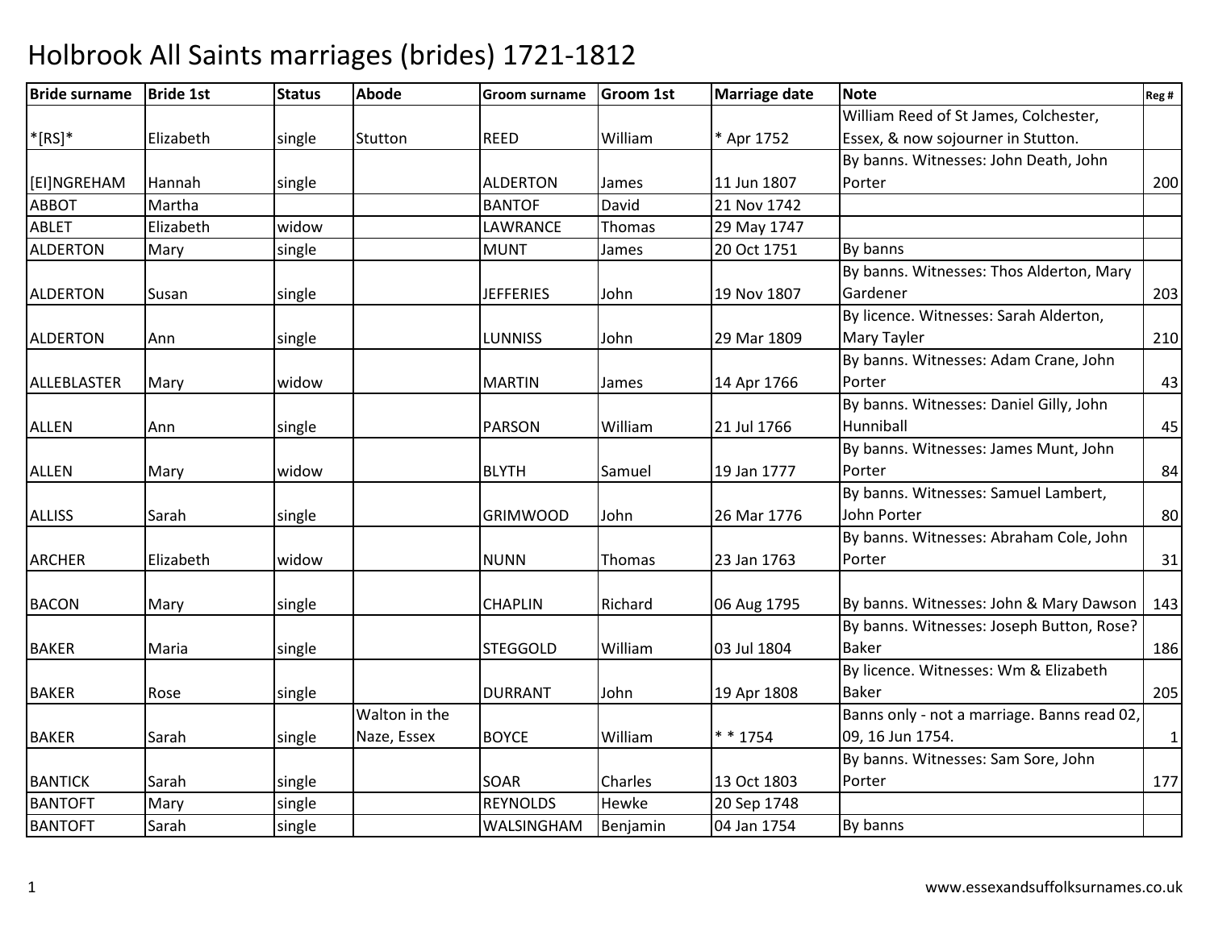# Holbrook All Saints marriages (brides) 1721-1812

| Bride surname | Bride 1st | Status | Abode | Groom surname | Groom 1st | Marriage date | Note | Reg # |
|---|---|---|---|---|---|---|---|---|
| *[RS]* | Elizabeth | single | Stutton | REED | William | * Apr 1752 | William Reed of St James, Colchester, Essex, & now sojourner in Stutton. | |
| [EI]NGREHAM | Hannah | single | | ALDERTON | James | 11 Jun 1807 | By banns. Witnesses: John Death, John Porter | 200 |
| ABBOT | Martha | | | BANTOF | David | 21 Nov 1742 | | |
| ABLET | Elizabeth | widow | | LAWRANCE | Thomas | 29 May 1747 | | |
| ALDERTON | Mary | single | | MUNT | James | 20 Oct 1751 | By banns | |
| ALDERTON | Susan | single | | JEFFERIES | John | 19 Nov 1807 | By banns. Witnesses: Thos Alderton, Mary Gardener | 203 |
| ALDERTON | Ann | single | | LUNNISS | John | 29 Mar 1809 | By licence. Witnesses: Sarah Alderton, Mary Tayler | 210 |
| ALLEBLASTER | Mary | widow | | MARTIN | James | 14 Apr 1766 | By banns. Witnesses: Adam Crane, John Porter | 43 |
| ALLEN | Ann | single | | PARSON | William | 21 Jul 1766 | By banns. Witnesses: Daniel Gilly, John Hunniball | 45 |
| ALLEN | Mary | widow | | BLYTH | Samuel | 19 Jan 1777 | By banns. Witnesses: James Munt, John Porter | 84 |
| ALLISS | Sarah | single | | GRIMWOOD | John | 26 Mar 1776 | By banns. Witnesses: Samuel Lambert, John Porter | 80 |
| ARCHER | Elizabeth | widow | | NUNN | Thomas | 23 Jan 1763 | By banns. Witnesses: Abraham Cole, John Porter | 31 |
| BACON | Mary | single | | CHAPLIN | Richard | 06 Aug 1795 | By banns. Witnesses: John & Mary Dawson | 143 |
| BAKER | Maria | single | | STEGGOLD | William | 03 Jul 1804 | By banns. Witnesses: Joseph Button, Rose? Baker | 186 |
| BAKER | Rose | single | | DURRANT | John | 19 Apr 1808 | By licence. Witnesses: Wm & Elizabeth Baker | 205 |
| BAKER | Sarah | single | Walton in the Naze, Essex | BOYCE | William | * * 1754 | Banns only - not a marriage. Banns read 02, 09, 16 Jun 1754. | 1 |
| BANTICK | Sarah | single | | SOAR | Charles | 13 Oct 1803 | By banns. Witnesses: Sam Sore, John Porter | 177 |
| BANTOFT | Mary | single | | REYNOLDS | Hewke | 20 Sep 1748 | | |
| BANTOFT | Sarah | single | | WALSINGHAM | Benjamin | 04 Jan 1754 | By banns | |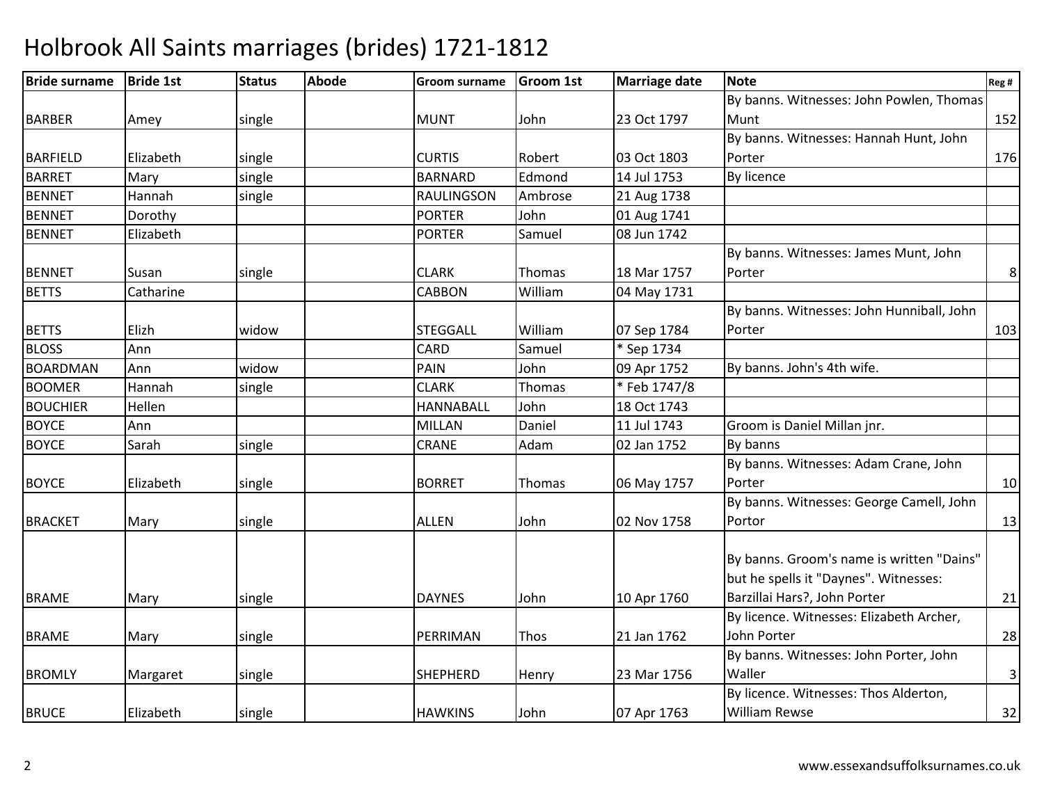# Holbrook All Saints marriages (brides) 1721-1812

| Bride surname | Bride 1st | Status | Abode | Groom surname | Groom 1st | Marriage date | Note | Reg # |
|---|---|---|---|---|---|---|---|---|
| BARBER | Amey | single | | MUNT | John | 23 Oct 1797 | By banns. Witnesses: John Powlen, Thomas Munt | 152 |
| BARFIELD | Elizabeth | single | | CURTIS | Robert | 03 Oct 1803 | By banns. Witnesses: Hannah Hunt, John Porter | 176 |
| BARRET | Mary | single | | BARNARD | Edmond | 14 Jul 1753 | By licence | |
| BENNET | Hannah | single | | RAULINGSON | Ambrose | 21 Aug 1738 | | |
| BENNET | Dorothy | | | PORTER | John | 01 Aug 1741 | | |
| BENNET | Elizabeth | | | PORTER | Samuel | 08 Jun 1742 | | |
| BENNET | Susan | single | | CLARK | Thomas | 18 Mar 1757 | By banns. Witnesses: James Munt, John Porter | 8 |
| BETTS | Catharine | | | CABBON | William | 04 May 1731 | | |
| BETTS | Elizh | widow | | STEGGALL | William | 07 Sep 1784 | By banns. Witnesses: John Hunniball, John Porter | 103 |
| BLOSS | Ann | | | CARD | Samuel | * Sep 1734 | | |
| BOARDMAN | Ann | widow | | PAIN | John | 09 Apr 1752 | By banns. John's 4th wife. | |
| BOOMER | Hannah | single | | CLARK | Thomas | * Feb 1747/8 | | |
| BOUCHIER | Hellen | | | HANNABALL | John | 18 Oct 1743 | | |
| BOYCE | Ann | | | MILLAN | Daniel | 11 Jul 1743 | Groom is Daniel Millan jnr. | |
| BOYCE | Sarah | single | | CRANE | Adam | 02 Jan 1752 | By banns | |
| BOYCE | Elizabeth | single | | BORRET | Thomas | 06 May 1757 | By banns. Witnesses: Adam Crane, John Porter | 10 |
| BRACKET | Mary | single | | ALLEN | John | 02 Nov 1758 | By banns. Witnesses: George Camell, John Portor | 13 |
| BRAME | Mary | single | | DAYNES | John | 10 Apr 1760 | By banns. Groom's name is written "Dains" but he spells it "Daynes". Witnesses: Barzillai Hars?, John Porter | 21 |
| BRAME | Mary | single | | PERRIMAN | Thos | 21 Jan 1762 | By licence. Witnesses: Elizabeth Archer, John Porter | 28 |
| BROMLY | Margaret | single | | SHEPHERD | Henry | 23 Mar 1756 | By banns. Witnesses: John Porter, John Waller | 3 |
| BRUCE | Elizabeth | single | | HAWKINS | John | 07 Apr 1763 | By licence. Witnesses: Thos Alderton, William Rewse | 32 |

www.essexandsuffolksurnames.co.uk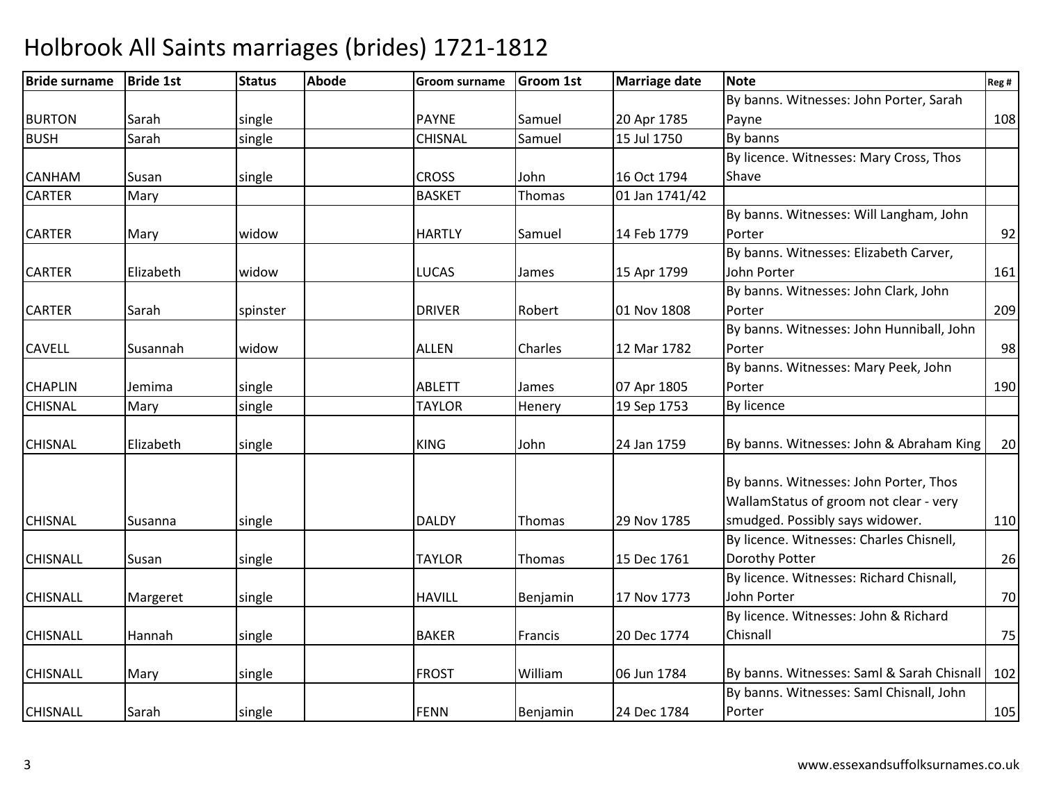# Holbrook All Saints marriages (brides) 1721-1812

| Bride surname | Bride 1st | Status | Abode | Groom surname | Groom 1st | Marriage date | Note | Reg # |
|---|---|---|---|---|---|---|---|---|
| BURTON | Sarah | single | | PAYNE | Samuel | 20 Apr 1785 | By banns. Witnesses: John Porter, Sarah Payne | 108 |
| BUSH | Sarah | single | | CHISNAL | Samuel | 15 Jul 1750 | By banns | |
| CANHAM | Susan | single | | CROSS | John | 16 Oct 1794 | By licence. Witnesses: Mary Cross, Thos Shave | |
| CARTER | Mary | | | BASKET | Thomas | 01 Jan 1741/42 | | |
| CARTER | Mary | widow | | HARTLY | Samuel | 14 Feb 1779 | By banns. Witnesses: Will Langham, John Porter | 92 |
| CARTER | Elizabeth | widow | | LUCAS | James | 15 Apr 1799 | By banns. Witnesses: Elizabeth Carver, John Porter | 161 |
| CARTER | Sarah | spinster | | DRIVER | Robert | 01 Nov 1808 | By banns. Witnesses: John Clark, John Porter | 209 |
| CAVELL | Susannah | widow | | ALLEN | Charles | 12 Mar 1782 | By banns. Witnesses: John Hunniball, John Porter | 98 |
| CHAPLIN | Jemima | single | | ABLETT | James | 07 Apr 1805 | By banns. Witnesses: Mary Peek, John Porter | 190 |
| CHISNAL | Mary | single | | TAYLOR | Henery | 19 Sep 1753 | By licence | |
| CHISNAL | Elizabeth | single | | KING | John | 24 Jan 1759 | By banns. Witnesses: John & Abraham King | 20 |
| CHISNAL | Susanna | single | | DALDY | Thomas | 29 Nov 1785 | By banns. Witnesses: John Porter, Thos WallamStatus of groom not clear - very smudged. Possibly says widower. | 110 |
| CHISNALL | Susan | single | | TAYLOR | Thomas | 15 Dec 1761 | By licence. Witnesses: Charles Chisnell, Dorothy Potter | 26 |
| CHISNALL | Margeret | single | | HAVILL | Benjamin | 17 Nov 1773 | By licence. Witnesses: Richard Chisnall, John Porter | 70 |
| CHISNALL | Hannah | single | | BAKER | Francis | 20 Dec 1774 | By licence. Witnesses: John & Richard Chisnall | 75 |
| CHISNALL | Mary | single | | FROST | William | 06 Jun 1784 | By banns. Witnesses: Saml & Sarah Chisnall | 102 |
| CHISNALL | Sarah | single | | FENN | Benjamin | 24 Dec 1784 | By banns. Witnesses: Saml Chisnall, John Porter | 105 |

www.essexandsuffolksurnames.co.uk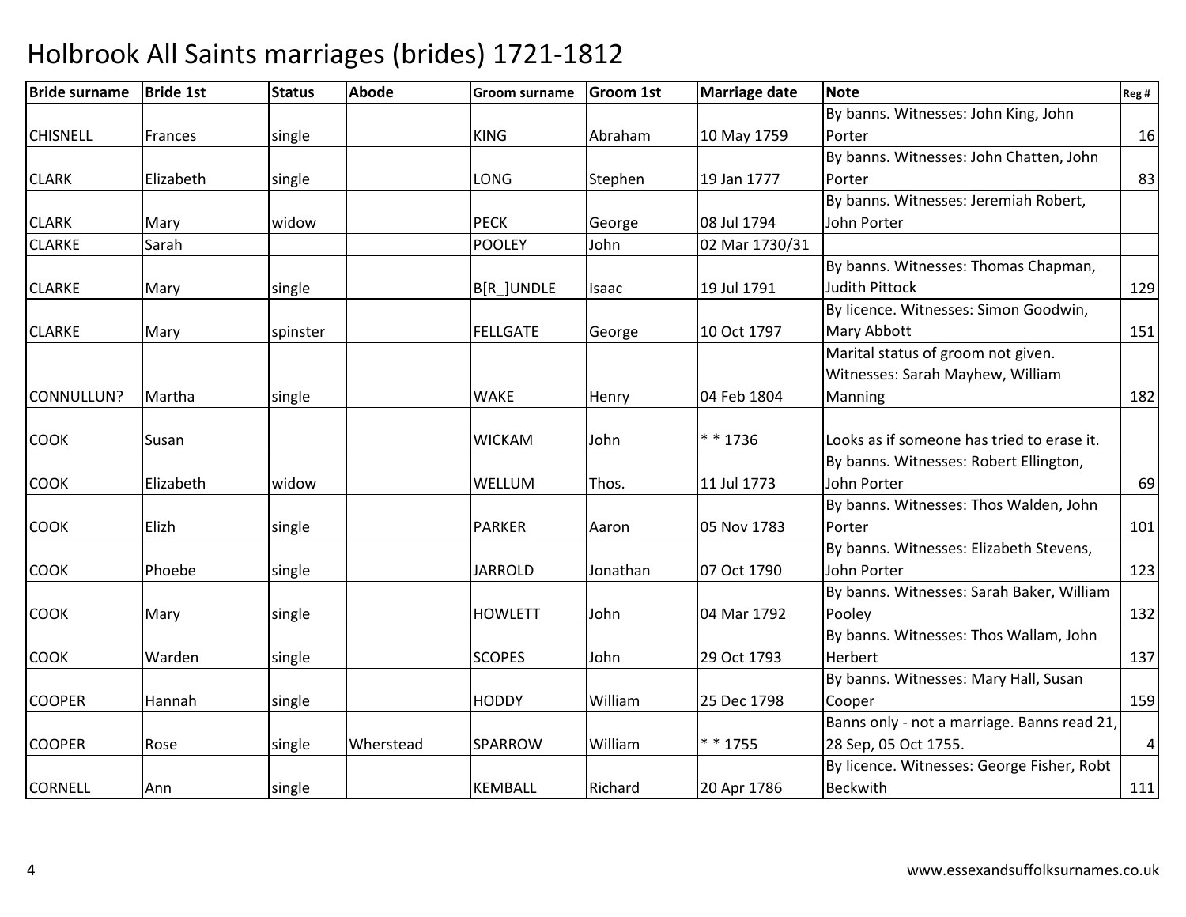# Holbrook All Saints marriages (brides) 1721-1812

| Bride surname | Bride 1st | Status | Abode | Groom surname | Groom 1st | Marriage date | Note | Reg # |
|---|---|---|---|---|---|---|---|---|
| CHISNELL | Frances | single | | KING | Abraham | 10 May 1759 | By banns. Witnesses: John King, John Porter | 16 |
| CLARK | Elizabeth | single | | LONG | Stephen | 19 Jan 1777 | By banns. Witnesses: John Chatten, John Porter | 83 |
| CLARK | Mary | widow | | PECK | George | 08 Jul 1794 | By banns. Witnesses: Jeremiah Robert, John Porter | |
| CLARKE | Sarah | | | POOLEY | John | 02 Mar 1730/31 | | |
| CLARKE | Mary | single | | B[R_]UNDLE | Isaac | 19 Jul 1791 | By banns. Witnesses: Thomas Chapman, Judith Pittock | 129 |
| CLARKE | Mary | spinster | | FELLGATE | George | 10 Oct 1797 | By licence. Witnesses: Simon Goodwin, Mary Abbott | 151 |
| CONNULLUN? | Martha | single | | WAKE | Henry | 04 Feb 1804 | Marital status of groom not given. Witnesses: Sarah Mayhew, William Manning | 182 |
| COOK | Susan | | | WICKAM | John | * * 1736 | Looks as if someone has tried to erase it. | |
| COOK | Elizabeth | widow | | WELLUM | Thos. | 11 Jul 1773 | By banns. Witnesses: Robert Ellington, John Porter | 69 |
| COOK | Elizh | single | | PARKER | Aaron | 05 Nov 1783 | By banns. Witnesses: Thos Walden, John Porter | 101 |
| COOK | Phoebe | single | | JARROLD | Jonathan | 07 Oct 1790 | By banns. Witnesses: Elizabeth Stevens, John Porter | 123 |
| COOK | Mary | single | | HOWLETT | John | 04 Mar 1792 | By banns. Witnesses: Sarah Baker, William Pooley | 132 |
| COOK | Warden | single | | SCOPES | John | 29 Oct 1793 | By banns. Witnesses: Thos Wallam, John Herbert | 137 |
| COOPER | Hannah | single | | HODDY | William | 25 Dec 1798 | By banns. Witnesses: Mary Hall, Susan Cooper | 159 |
| COOPER | Rose | single | Wherstead | SPARROW | William | * * 1755 | Banns only - not a marriage. Banns read 21, 28 Sep, 05 Oct 1755. | 4 |
| CORNELL | Ann | single | | KEMBALL | Richard | 20 Apr 1786 | By licence. Witnesses: George Fisher, Robt Beckwith | 111 |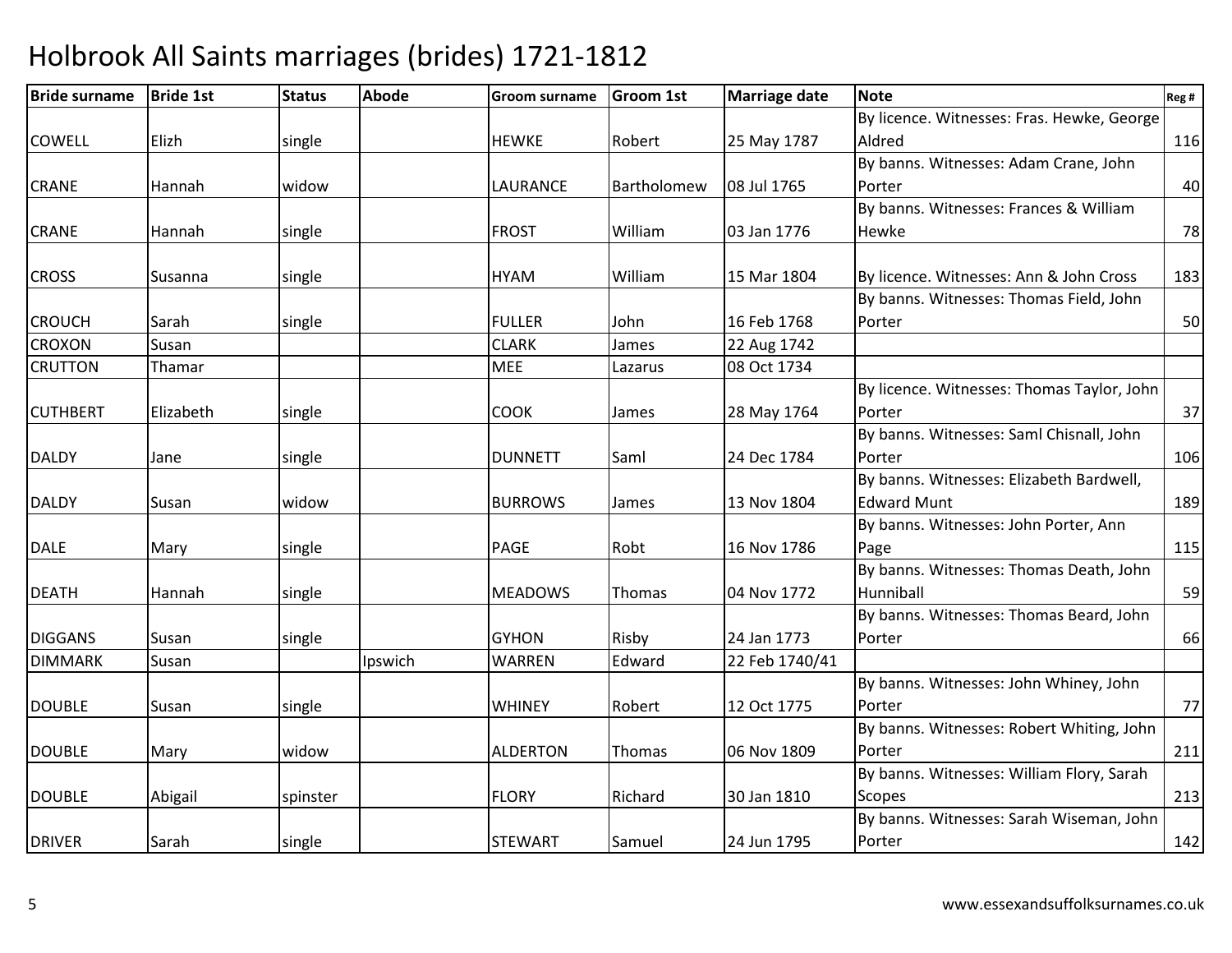# Holbrook All Saints marriages (brides) 1721-1812

| Bride surname | Bride 1st | Status | Abode | Groom surname | Groom 1st | Marriage date | Note | Reg # |
|---|---|---|---|---|---|---|---|---|
| COWELL | Elizh | single | | HEWKE | Robert | 25 May 1787 | By licence. Witnesses: Fras. Hewke, George Aldred | 116 |
| CRANE | Hannah | widow | | LAURANCE | Bartholomew | 08 Jul 1765 | By banns. Witnesses: Adam Crane, John Porter | 40 |
| CRANE | Hannah | single | | FROST | William | 03 Jan 1776 | By banns. Witnesses: Frances & William Hewke | 78 |
| CROSS | Susanna | single | | HYAM | William | 15 Mar 1804 | By licence. Witnesses: Ann & John Cross | 183 |
| CROUCH | Sarah | single | | FULLER | John | 16 Feb 1768 | By banns. Witnesses: Thomas Field, John Porter | 50 |
| CROXON | Susan | | | CLARK | James | 22 Aug 1742 | | |
| CRUTTON | Thamar | | | MEE | Lazarus | 08 Oct 1734 | | |
| CUTHBERT | Elizabeth | single | | COOK | James | 28 May 1764 | By licence. Witnesses: Thomas Taylor, John Porter | 37 |
| DALDY | Jane | single | | DUNNETT | Saml | 24 Dec 1784 | By banns. Witnesses: Saml Chisnall, John Porter | 106 |
| DALDY | Susan | widow | | BURROWS | James | 13 Nov 1804 | By banns. Witnesses: Elizabeth Bardwell, Edward Munt | 189 |
| DALE | Mary | single | | PAGE | Robt | 16 Nov 1786 | By banns. Witnesses: John Porter, Ann Page | 115 |
| DEATH | Hannah | single | | MEADOWS | Thomas | 04 Nov 1772 | By banns. Witnesses: Thomas Death, John Hunniball | 59 |
| DIGGANS | Susan | single | | GYHON | Risby | 24 Jan 1773 | By banns. Witnesses: Thomas Beard, John Porter | 66 |
| DIMMARK | Susan | | Ipswich | WARREN | Edward | 22 Feb 1740/41 | | |
| DOUBLE | Susan | single | | WHINEY | Robert | 12 Oct 1775 | By banns. Witnesses: John Whiney, John Porter | 77 |
| DOUBLE | Mary | widow | | ALDERTON | Thomas | 06 Nov 1809 | By banns. Witnesses: Robert Whiting, John Porter | 211 |
| DOUBLE | Abigail | spinster | | FLORY | Richard | 30 Jan 1810 | By banns. Witnesses: William Flory, Sarah Scopes | 213 |
| DRIVER | Sarah | single | | STEWART | Samuel | 24 Jun 1795 | By banns. Witnesses: Sarah Wiseman, John Porter | 142 |

www.essexandsuffolksurnames.co.uk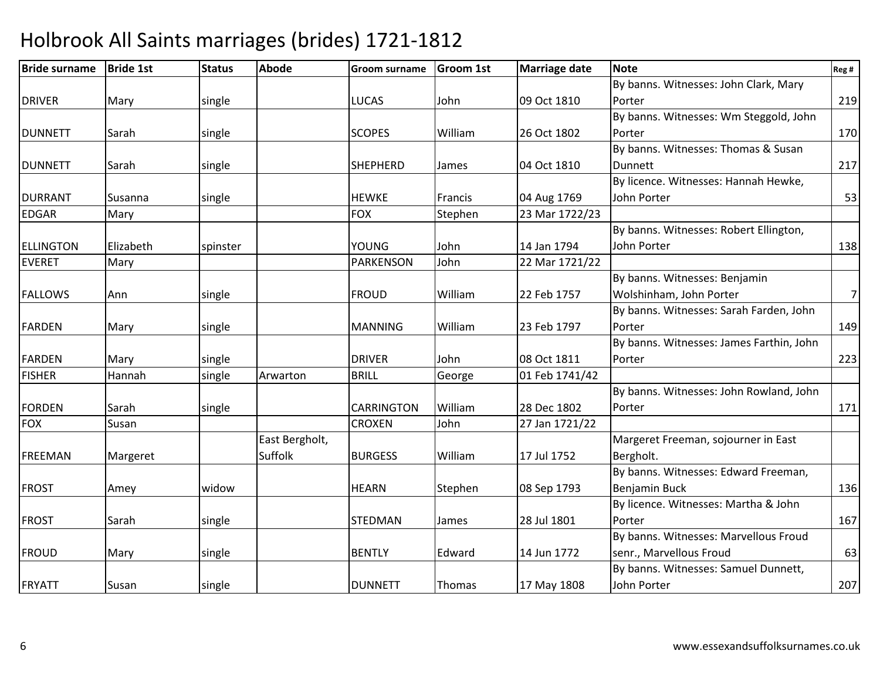# Holbrook All Saints marriages (brides) 1721-1812

| Bride surname | Bride 1st | Status | Abode | Groom surname | Groom 1st | Marriage date | Note | Reg # |
|---|---|---|---|---|---|---|---|---|
| DRIVER | Mary | single | | LUCAS | John | 09 Oct 1810 | By banns. Witnesses: John Clark, Mary Porter | 219 |
| DUNNETT | Sarah | single | | SCOPES | William | 26 Oct 1802 | By banns. Witnesses: Wm Steggold, John Porter | 170 |
| DUNNETT | Sarah | single | | SHEPHERD | James | 04 Oct 1810 | By banns. Witnesses: Thomas & Susan Dunnett | 217 |
| DURRANT | Susanna | single | | HEWKE | Francis | 04 Aug 1769 | By licence. Witnesses: Hannah Hewke, John Porter | 53 |
| EDGAR | Mary | | | FOX | Stephen | 23 Mar 1722/23 | | |
| ELLINGTON | Elizabeth | spinster | | YOUNG | John | 14 Jan 1794 | By banns. Witnesses: Robert Ellington, John Porter | 138 |
| EVERET | Mary | | | PARKENSON | John | 22 Mar 1721/22 | | |
| FALLOWS | Ann | single | | FROUD | William | 22 Feb 1757 | By banns. Witnesses: Benjamin Wolshinham, John Porter | 7 |
| FARDEN | Mary | single | | MANNING | William | 23 Feb 1797 | By banns. Witnesses: Sarah Farden, John Porter | 149 |
| FARDEN | Mary | single | | DRIVER | John | 08 Oct 1811 | By banns. Witnesses: James Farthin, John Porter | 223 |
| FISHER | Hannah | single | Arwarton | BRILL | George | 01 Feb 1741/42 | | |
| FORDEN | Sarah | single | | CARRINGTON | William | 28 Dec 1802 | By banns. Witnesses: John Rowland, John Porter | 171 |
| FOX | Susan | | | CROXEN | John | 27 Jan 1721/22 | | |
| FREEMAN | Margeret | | East Bergholt, Suffolk | BURGESS | William | 17 Jul 1752 | Margeret Freeman, sojourner in East Bergholt. | |
| FROST | Amey | widow | | HEARN | Stephen | 08 Sep 1793 | By banns. Witnesses: Edward Freeman, Benjamin Buck | 136 |
| FROST | Sarah | single | | STEDMAN | James | 28 Jul 1801 | By licence. Witnesses: Martha & John Porter | 167 |
| FROUD | Mary | single | | BENTLY | Edward | 14 Jun 1772 | By banns. Witnesses: Marvellous Froud senr., Marvellous Froud | 63 |
| FRYATT | Susan | single | | DUNNETT | Thomas | 17 May 1808 | By banns. Witnesses: Samuel Dunnett, John Porter | 207 |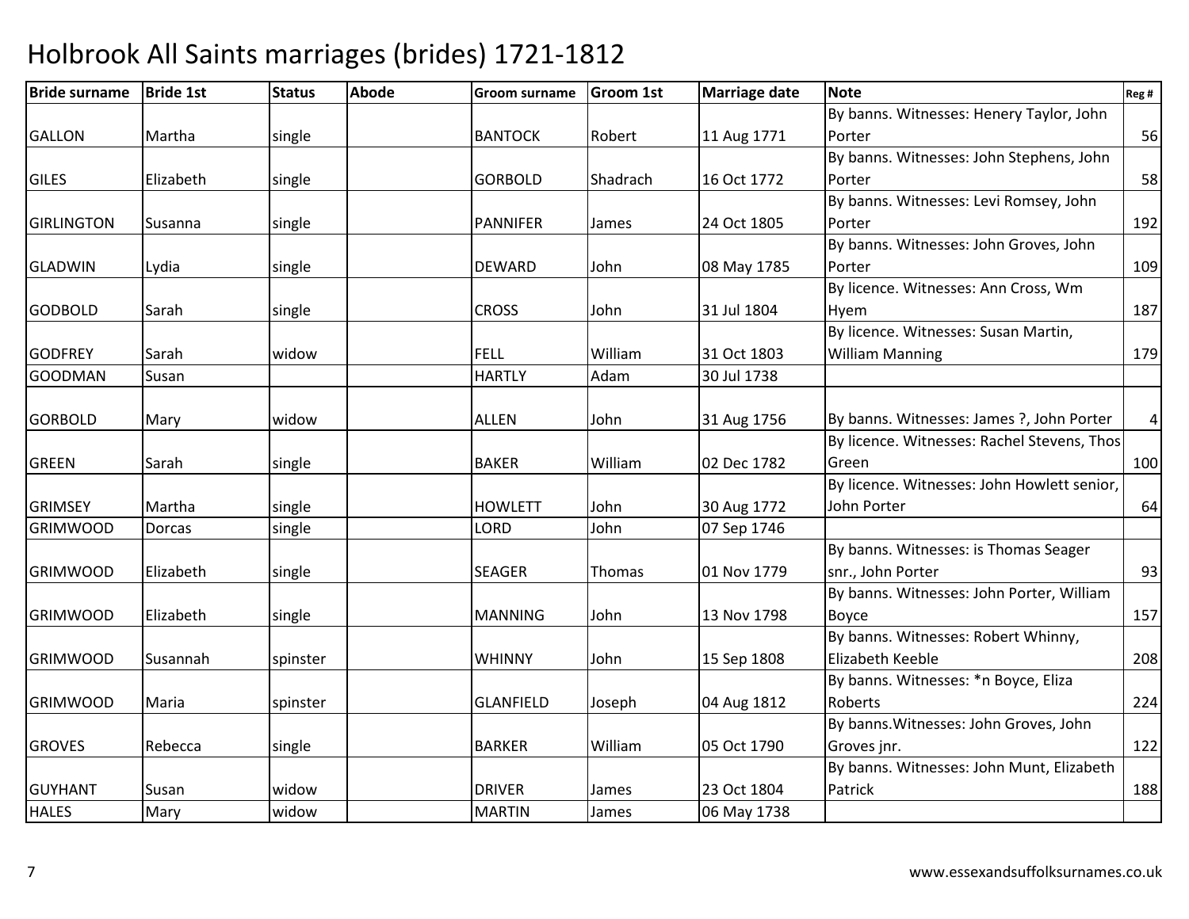# Holbrook All Saints marriages (brides) 1721-1812

| Bride surname | Bride 1st | Status | Abode | Groom surname | Groom 1st | Marriage date | Note | Reg # |
|---|---|---|---|---|---|---|---|---|
| GALLON | Martha | single | | BANTOCK | Robert | 11 Aug 1771 | By banns. Witnesses: Henery Taylor, John Porter | 56 |
| GILES | Elizabeth | single | | GORBOLD | Shadrach | 16 Oct 1772 | By banns. Witnesses: John Stephens, John Porter | 58 |
| GIRLINGTON | Susanna | single | | PANNIFER | James | 24 Oct 1805 | By banns. Witnesses: Levi Romsey, John Porter | 192 |
| GLADWIN | Lydia | single | | DEWARD | John | 08 May 1785 | By banns. Witnesses: John Groves, John Porter | 109 |
| GODBOLD | Sarah | single | | CROSS | John | 31 Jul 1804 | By licence. Witnesses: Ann Cross, Wm Hyem | 187 |
| GODFREY | Sarah | widow | | FELL | William | 31 Oct 1803 | By licence. Witnesses: Susan Martin, William Manning | 179 |
| GOODMAN | Susan | | | HARTLY | Adam | 30 Jul 1738 | | |
| GORBOLD | Mary | widow | | ALLEN | John | 31 Aug 1756 | By banns. Witnesses: James ?, John Porter | 4 |
| GREEN | Sarah | single | | BAKER | William | 02 Dec 1782 | By licence. Witnesses: Rachel Stevens, Thos Green | 100 |
| GRIMSEY | Martha | single | | HOWLETT | John | 30 Aug 1772 | By licence. Witnesses: John Howlett senior, John Porter | 64 |
| GRIMWOOD | Dorcas | single | | LORD | John | 07 Sep 1746 | | |
| GRIMWOOD | Elizabeth | single | | SEAGER | Thomas | 01 Nov 1779 | By banns. Witnesses: is Thomas Seager snr., John Porter | 93 |
| GRIMWOOD | Elizabeth | single | | MANNING | John | 13 Nov 1798 | By banns. Witnesses: John Porter, William Boyce | 157 |
| GRIMWOOD | Susannah | spinster | | WHINNY | John | 15 Sep 1808 | By banns. Witnesses: Robert Whinny, Elizabeth Keeble | 208 |
| GRIMWOOD | Maria | spinster | | GLANFIELD | Joseph | 04 Aug 1812 | By banns. Witnesses: *n Boyce, Eliza Roberts | 224 |
| GROVES | Rebecca | single | | BARKER | William | 05 Oct 1790 | By banns.Witnesses: John Groves, John Groves jnr. | 122 |
| GUYHANT | Susan | widow | | DRIVER | James | 23 Oct 1804 | By banns. Witnesses: John Munt, Elizabeth Patrick | 188 |
| HALES | Mary | widow | | MARTIN | James | 06 May 1738 | | |

www.essexandsuffolksurnames.co.uk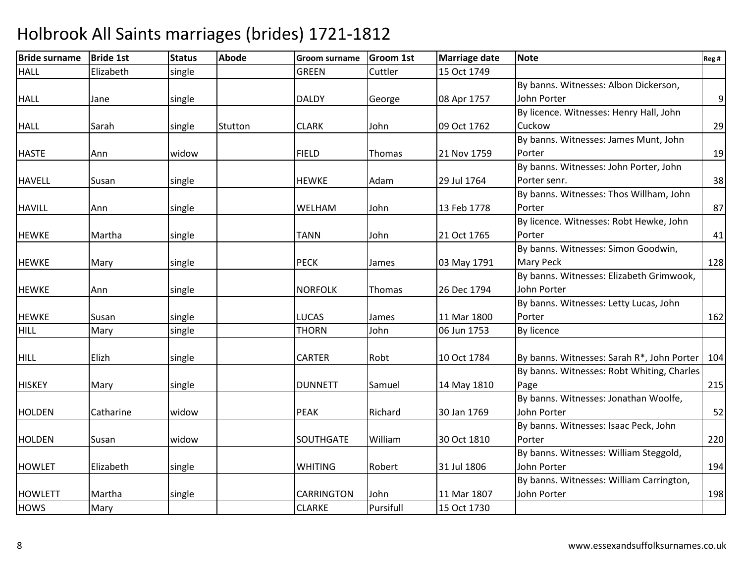# Holbrook All Saints marriages (brides) 1721-1812

| Bride surname | Bride 1st | Status | Abode | Groom surname | Groom 1st | Marriage date | Note | Reg # |
|---|---|---|---|---|---|---|---|---|
| HALL | Elizabeth | single | | GREEN | Cuttler | 15 Oct 1749 | | |
| HALL | Jane | single | | DALDY | George | 08 Apr 1757 | By banns. Witnesses: Albon Dickerson, John Porter | 9 |
| HALL | Sarah | single | Stutton | CLARK | John | 09 Oct 1762 | By licence. Witnesses: Henry Hall, John Cuckow | 29 |
| HASTE | Ann | widow | | FIELD | Thomas | 21 Nov 1759 | By banns. Witnesses: James Munt, John Porter | 19 |
| HAVELL | Susan | single | | HEWKE | Adam | 29 Jul 1764 | By banns. Witnesses: John Porter, John Porter senr. | 38 |
| HAVILL | Ann | single | | WELHAM | John | 13 Feb 1778 | By banns. Witnesses: Thos Willham, John Porter | 87 |
| HEWKE | Martha | single | | TANN | John | 21 Oct 1765 | By licence. Witnesses: Robt Hewke, John Porter | 41 |
| HEWKE | Mary | single | | PECK | James | 03 May 1791 | By banns. Witnesses: Simon Goodwin, Mary Peck | 128 |
| HEWKE | Ann | single | | NORFOLK | Thomas | 26 Dec 1794 | By banns. Witnesses: Elizabeth Grimwook, John Porter | |
| HEWKE | Susan | single | | LUCAS | James | 11 Mar 1800 | By banns. Witnesses: Letty Lucas, John Porter | 162 |
| HILL | Mary | single | | THORN | John | 06 Jun 1753 | By licence | |
| HILL | Elizh | single | | CARTER | Robt | 10 Oct 1784 | By banns. Witnesses: Sarah R*, John Porter | 104 |
| HISKEY | Mary | single | | DUNNETT | Samuel | 14 May 1810 | By banns. Witnesses: Robt Whiting, Charles Page | 215 |
| HOLDEN | Catharine | widow | | PEAK | Richard | 30 Jan 1769 | By banns. Witnesses: Jonathan Woolfe, John Porter | 52 |
| HOLDEN | Susan | widow | | SOUTHGATE | William | 30 Oct 1810 | By banns. Witnesses: Isaac Peck, John Porter | 220 |
| HOWLET | Elizabeth | single | | WHITING | Robert | 31 Jul 1806 | By banns. Witnesses: William Steggold, John Porter | 194 |
| HOWLETT | Martha | single | | CARRINGTON | John | 11 Mar 1807 | By banns. Witnesses: William Carrington, John Porter | 198 |
| HOWS | Mary | | | CLARKE | Pursifull | 15 Oct 1730 | | |

www.essexandsuffolksurnames.co.uk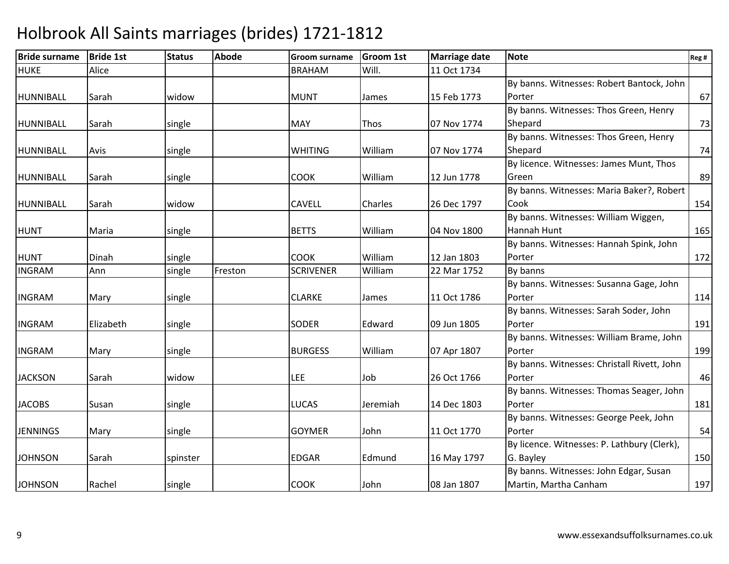# Holbrook All Saints marriages (brides) 1721-1812

| Bride surname | Bride 1st | Status | Abode | Groom surname | Groom 1st | Marriage date | Note | Reg # |
|---|---|---|---|---|---|---|---|---|
| HUKE | Alice | | | BRAHAM | Will. | 11 Oct 1734 | | |
| HUNNIBALL | Sarah | widow | | MUNT | James | 15 Feb 1773 | By banns. Witnesses: Robert Bantock, John Porter | 67 |
| HUNNIBALL | Sarah | single | | MAY | Thos | 07 Nov 1774 | By banns. Witnesses: Thos Green, Henry Shepard | 73 |
| HUNNIBALL | Avis | single | | WHITING | William | 07 Nov 1774 | By banns. Witnesses: Thos Green, Henry Shepard | 74 |
| HUNNIBALL | Sarah | single | | COOK | William | 12 Jun 1778 | By licence. Witnesses: James Munt, Thos Green | 89 |
| HUNNIBALL | Sarah | widow | | CAVELL | Charles | 26 Dec 1797 | By banns. Witnesses: Maria Baker?, Robert Cook | 154 |
| HUNT | Maria | single | | BETTS | William | 04 Nov 1800 | By banns. Witnesses: William Wiggen, Hannah Hunt | 165 |
| HUNT | Dinah | single | | COOK | William | 12 Jan 1803 | By banns. Witnesses: Hannah Spink, John Porter | 172 |
| INGRAM | Ann | single | Freston | SCRIVENER | William | 22 Mar 1752 | By banns | |
| INGRAM | Mary | single | | CLARKE | James | 11 Oct 1786 | By banns. Witnesses: Susanna Gage, John Porter | 114 |
| INGRAM | Elizabeth | single | | SODER | Edward | 09 Jun 1805 | By banns. Witnesses: Sarah Soder, John Porter | 191 |
| INGRAM | Mary | single | | BURGESS | William | 07 Apr 1807 | By banns. Witnesses: William Brame, John Porter | 199 |
| JACKSON | Sarah | widow | | LEE | Job | 26 Oct 1766 | By banns. Witnesses: Christall Rivett, John Porter | 46 |
| JACOBS | Susan | single | | LUCAS | Jeremiah | 14 Dec 1803 | By banns. Witnesses: Thomas Seager, John Porter | 181 |
| JENNINGS | Mary | single | | GOYMER | John | 11 Oct 1770 | By banns. Witnesses: George Peek, John Porter | 54 |
| JOHNSON | Sarah | spinster | | EDGAR | Edmund | 16 May 1797 | By licence. Witnesses: P. Lathbury (Clerk), G. Bayley | 150 |
| JOHNSON | Rachel | single | | COOK | John | 08 Jan 1807 | By banns. Witnesses: John Edgar, Susan Martin, Martha Canham | 197 |

www.essexandsuffolksurnames.co.uk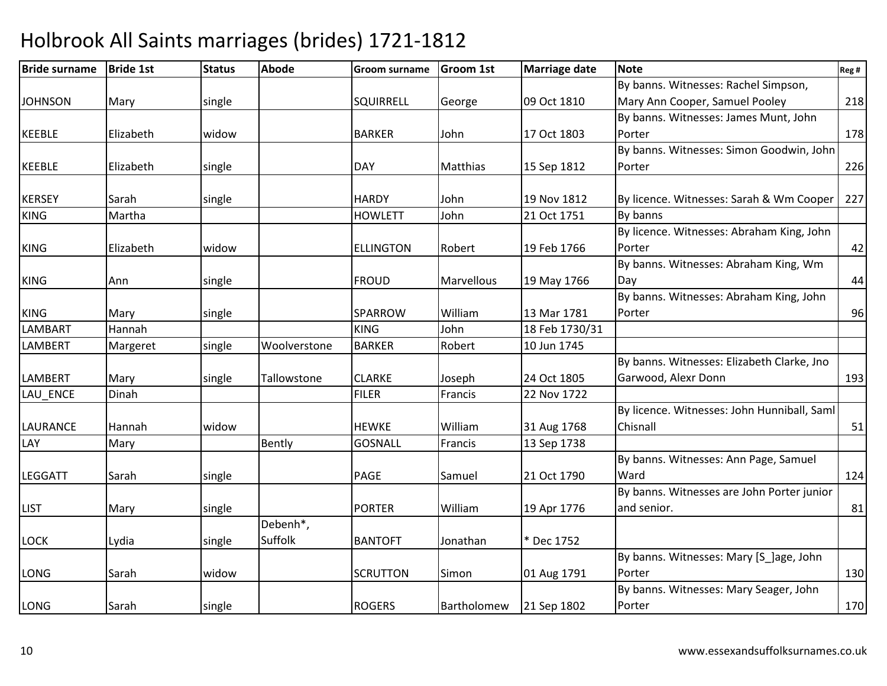# Holbrook All Saints marriages (brides) 1721-1812

| Bride surname | Bride 1st | Status | Abode | Groom surname | Groom 1st | Marriage date | Note | Reg # |
|---|---|---|---|---|---|---|---|---|
| JOHNSON | Mary | single | | SQUIRRELL | George | 09 Oct 1810 | By banns. Witnesses: Rachel Simpson, Mary Ann Cooper, Samuel Pooley | 218 |
| KEEBLE | Elizabeth | widow | | BARKER | John | 17 Oct 1803 | By banns. Witnesses: James Munt, John Porter | 178 |
| KEEBLE | Elizabeth | single | | DAY | Matthias | 15 Sep 1812 | By banns. Witnesses: Simon Goodwin, John Porter | 226 |
| KERSEY | Sarah | single | | HARDY | John | 19 Nov 1812 | By licence. Witnesses: Sarah & Wm Cooper | 227 |
| KING | Martha | | | HOWLETT | John | 21 Oct 1751 | By banns | |
| KING | Elizabeth | widow | | ELLINGTON | Robert | 19 Feb 1766 | By licence. Witnesses: Abraham King, John Porter | 42 |
| KING | Ann | single | | FROUD | Marvellous | 19 May 1766 | By banns. Witnesses: Abraham King, Wm Day | 44 |
| KING | Mary | single | | SPARROW | William | 13 Mar 1781 | By banns. Witnesses: Abraham King, John Porter | 96 |
| LAMBART | Hannah | | | KING | John | 18 Feb 1730/31 | | |
| LAMBERT | Margeret | single | Woolverstone | BARKER | Robert | 10 Jun 1745 | | |
| LAMBERT | Mary | single | Tallowstone | CLARKE | Joseph | 24 Oct 1805 | By banns. Witnesses: Elizabeth Clarke, Jno Garwood, Alexr Donn | 193 |
| LAU_ENCE | Dinah | | | FILER | Francis | 22 Nov 1722 | | |
| LAURANCE | Hannah | widow | | HEWKE | William | 31 Aug 1768 | By licence. Witnesses: John Hunniball, Saml Chisnall | 51 |
| LAY | Mary | | Bently | GOSNALL | Francis | 13 Sep 1738 | | |
| LEGGATT | Sarah | single | | PAGE | Samuel | 21 Oct 1790 | By banns. Witnesses: Ann Page, Samuel Ward | 124 |
| LIST | Mary | single | | PORTER | William | 19 Apr 1776 | By banns. Witnesses are John Porter junior and senior. | 81 |
| LOCK | Lydia | single | Debenh*, Suffolk | BANTOFT | Jonathan | * Dec 1752 | | |
| LONG | Sarah | widow | | SCRUTTON | Simon | 01 Aug 1791 | By banns. Witnesses: Mary [S_]age, John Porter | 130 |
| LONG | Sarah | single | | ROGERS | Bartholomew | 21 Sep 1802 | By banns. Witnesses: Mary Seager, John Porter | 170 |

www.essexandsuffolksurnames.co.uk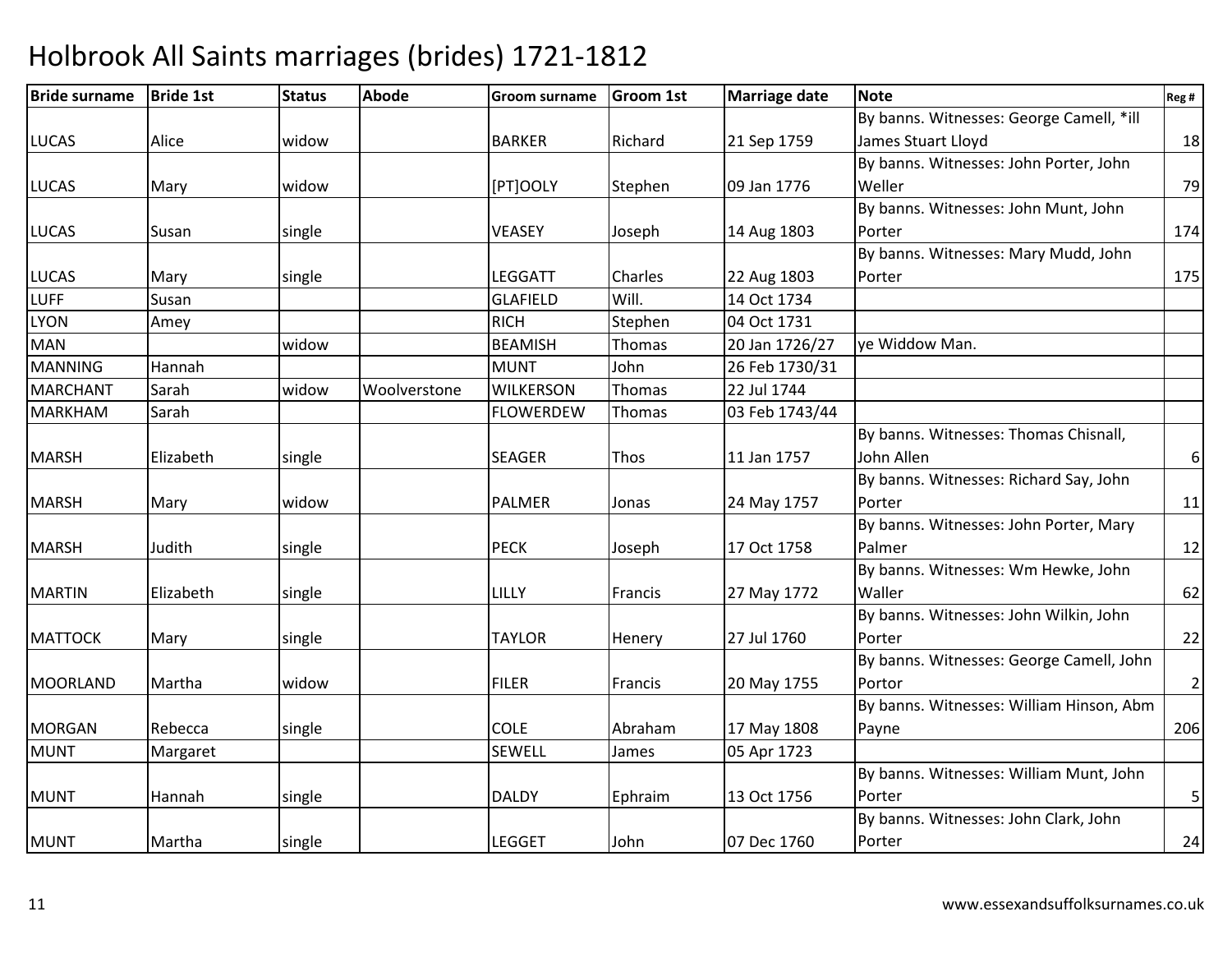# Holbrook All Saints marriages (brides) 1721-1812

| Bride surname | Bride 1st | Status | Abode | Groom surname | Groom 1st | Marriage date | Note | Reg # |
|---|---|---|---|---|---|---|---|---|
| LUCAS | Alice | widow | | BARKER | Richard | 21 Sep 1759 | By banns. Witnesses: George Camell, *ill James Stuart Lloyd | 18 |
| LUCAS | Mary | widow | | [PT]OOLY | Stephen | 09 Jan 1776 | By banns. Witnesses: John Porter, John Weller | 79 |
| LUCAS | Susan | single | | VEASEY | Joseph | 14 Aug 1803 | By banns. Witnesses: John Munt, John Porter | 174 |
| LUCAS | Mary | single | | LEGGATT | Charles | 22 Aug 1803 | By banns. Witnesses: Mary Mudd, John Porter | 175 |
| LUFF | Susan | | | GLAFIELD | Will. | 14 Oct 1734 | | |
| LYON | Amey | | | RICH | Stephen | 04 Oct 1731 | | |
| MAN | | widow | | BEAMISH | Thomas | 20 Jan 1726/27 | ye Widdow Man. | |
| MANNING | Hannah | | | MUNT | John | 26 Feb 1730/31 | | |
| MARCHANT | Sarah | widow | Woolverstone | WILKERSON | Thomas | 22 Jul 1744 | | |
| MARKHAM | Sarah | | | FLOWERDEW | Thomas | 03 Feb 1743/44 | | |
| MARSH | Elizabeth | single | | SEAGER | Thos | 11 Jan 1757 | By banns. Witnesses: Thomas Chisnall, John Allen | 6 |
| MARSH | Mary | widow | | PALMER | Jonas | 24 May 1757 | By banns. Witnesses: Richard Say, John Porter | 11 |
| MARSH | Judith | single | | PECK | Joseph | 17 Oct 1758 | By banns. Witnesses: John Porter, Mary Palmer | 12 |
| MARTIN | Elizabeth | single | | LILLY | Francis | 27 May 1772 | By banns. Witnesses: Wm Hewke, John Waller | 62 |
| MATTOCK | Mary | single | | TAYLOR | Henery | 27 Jul 1760 | By banns. Witnesses: John Wilkin, John Porter | 22 |
| MOORLAND | Martha | widow | | FILER | Francis | 20 May 1755 | By banns. Witnesses: George Camell, John Portor | 2 |
| MORGAN | Rebecca | single | | COLE | Abraham | 17 May 1808 | By banns. Witnesses: William Hinson, Abm Payne | 206 |
| MUNT | Margaret | | | SEWELL | James | 05 Apr 1723 | | |
| MUNT | Hannah | single | | DALDY | Ephraim | 13 Oct 1756 | By banns. Witnesses: William Munt, John Porter | 5 |
| MUNT | Martha | single | | LEGGET | John | 07 Dec 1760 | By banns. Witnesses: John Clark, John Porter | 24 |

www.essexandsuffolksurnames.co.uk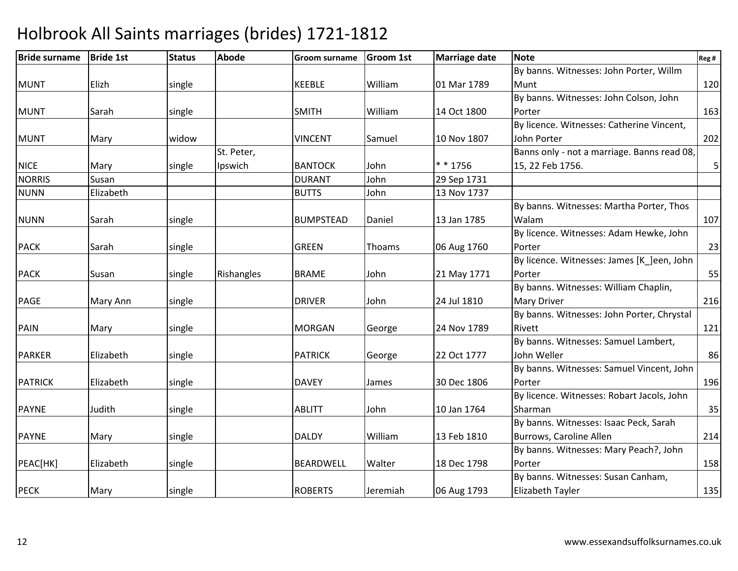# Holbrook All Saints marriages (brides) 1721-1812

| Bride surname | Bride 1st | Status | Abode | Groom surname | Groom 1st | Marriage date | Note | Reg # |
| --- | --- | --- | --- | --- | --- | --- | --- | --- |
| MUNT | Elizh | single | | KEEBLE | William | 01 Mar 1789 | By banns. Witnesses: John Porter, Willm Munt | 120 |
| MUNT | Sarah | single | | SMITH | William | 14 Oct 1800 | By banns. Witnesses: John Colson, John Porter | 163 |
| MUNT | Mary | widow | | VINCENT | Samuel | 10 Nov 1807 | By licence. Witnesses: Catherine Vincent, John Porter | 202 |
| NICE | Mary | single | St. Peter, Ipswich | BANTOCK | John | * * 1756 | Banns only - not a marriage. Banns read 08, 15, 22 Feb 1756. | 5 |
| NORRIS | Susan | | | DURANT | John | 29 Sep 1731 | | |
| NUNN | Elizabeth | | | BUTTS | John | 13 Nov 1737 | | |
| NUNN | Sarah | single | | BUMPSTEAD | Daniel | 13 Jan 1785 | By banns. Witnesses: Martha Porter, Thos Walam | 107 |
| PACK | Sarah | single | | GREEN | Thoams | 06 Aug 1760 | By licence. Witnesses: Adam Hewke, John Porter | 23 |
| PACK | Susan | single | Rishangles | BRAME | John | 21 May 1771 | By licence. Witnesses: James [K_]een, John Porter | 55 |
| PAGE | Mary Ann | single | | DRIVER | John | 24 Jul 1810 | By banns. Witnesses: William Chaplin, Mary Driver | 216 |
| PAIN | Mary | single | | MORGAN | George | 24 Nov 1789 | By banns. Witnesses: John Porter, Chrystal Rivett | 121 |
| PARKER | Elizabeth | single | | PATRICK | George | 22 Oct 1777 | By banns. Witnesses: Samuel Lambert, John Weller | 86 |
| PATRICK | Elizabeth | single | | DAVEY | James | 30 Dec 1806 | By banns. Witnesses: Samuel Vincent, John Porter | 196 |
| PAYNE | Judith | single | | ABLITT | John | 10 Jan 1764 | By licence. Witnesses: Robart Jacols, John Sharman | 35 |
| PAYNE | Mary | single | | DALDY | William | 13 Feb 1810 | By banns. Witnesses: Isaac Peck, Sarah Burrows, Caroline Allen | 214 |
| PEAC[HK] | Elizabeth | single | | BEARDWELL | Walter | 18 Dec 1798 | By banns. Witnesses: Mary Peach?, John Porter | 158 |
| PECK | Mary | single | | ROBERTS | Jeremiah | 06 Aug 1793 | By banns. Witnesses: Susan Canham, Elizabeth Tayler | 135 |

www.essexandsuffolksurnames.co.uk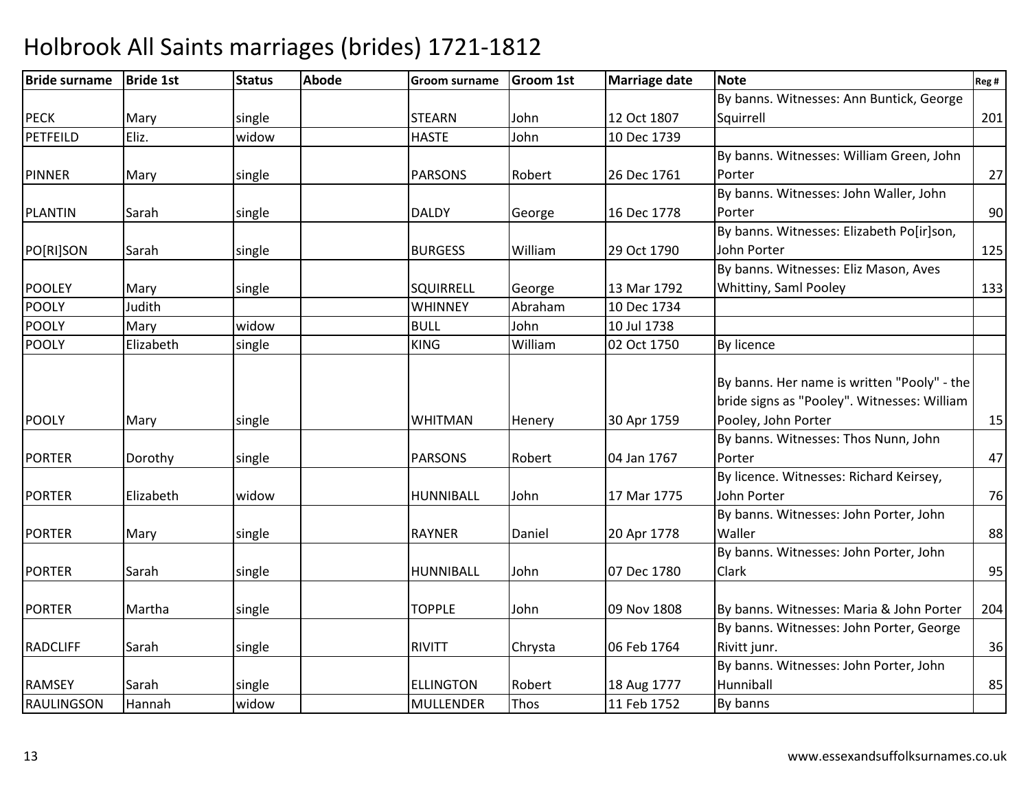# Holbrook All Saints marriages (brides) 1721-1812

| Bride surname | Bride 1st | Status | Abode | Groom surname | Groom 1st | Marriage date | Note | Reg # |
|---|---|---|---|---|---|---|---|---|
| PECK | Mary | single | | STEARN | John | 12 Oct 1807 | By banns. Witnesses: Ann Buntick, George Squirrell | 201 |
| PETFEILD | Eliz. | widow | | HASTE | John | 10 Dec 1739 | | |
| PINNER | Mary | single | | PARSONS | Robert | 26 Dec 1761 | By banns. Witnesses: William Green, John Porter | 27 |
| PLANTIN | Sarah | single | | DALDY | George | 16 Dec 1778 | By banns. Witnesses: John Waller, John Porter | 90 |
| PO[RI]SON | Sarah | single | | BURGESS | William | 29 Oct 1790 | By banns. Witnesses: Elizabeth Po[ir]son, John Porter | 125 |
| POOLEY | Mary | single | | SQUIRRELL | George | 13 Mar 1792 | By banns. Witnesses: Eliz Mason, Aves Whittiny, Saml Pooley | 133 |
| POOLY | Judith | | | WHINNEY | Abraham | 10 Dec 1734 | | |
| POOLY | Mary | widow | | BULL | John | 10 Jul 1738 | | |
| POOLY | Elizabeth | single | | KING | William | 02 Oct 1750 | By licence | |
| POOLY | Mary | single | | WHITMAN | Henery | 30 Apr 1759 | By banns. Her name is written "Pooly" - the bride signs as "Pooley". Witnesses: William Pooley, John Porter | 15 |
| PORTER | Dorothy | single | | PARSONS | Robert | 04 Jan 1767 | By banns. Witnesses: Thos Nunn, John Porter | 47 |
| PORTER | Elizabeth | widow | | HUNNIBALL | John | 17 Mar 1775 | By licence. Witnesses: Richard Keirsey, John Porter | 76 |
| PORTER | Mary | single | | RAYNER | Daniel | 20 Apr 1778 | By banns. Witnesses: John Porter, John Waller | 88 |
| PORTER | Sarah | single | | HUNNIBALL | John | 07 Dec 1780 | By banns. Witnesses: John Porter, John Clark | 95 |
| PORTER | Martha | single | | TOPPLE | John | 09 Nov 1808 | By banns. Witnesses: Maria & John Porter | 204 |
| RADCLIFF | Sarah | single | | RIVITT | Chrysta | 06 Feb 1764 | By banns. Witnesses: John Porter, George Rivitt junr. | 36 |
| RAMSEY | Sarah | single | | ELLINGTON | Robert | 18 Aug 1777 | By banns. Witnesses: John Porter, John Hunniball | 85 |
| RAULINGSON | Hannah | widow | | MULLENDER | Thos | 11 Feb 1752 | By banns | |

www.essexandsuffolksurnames.co.uk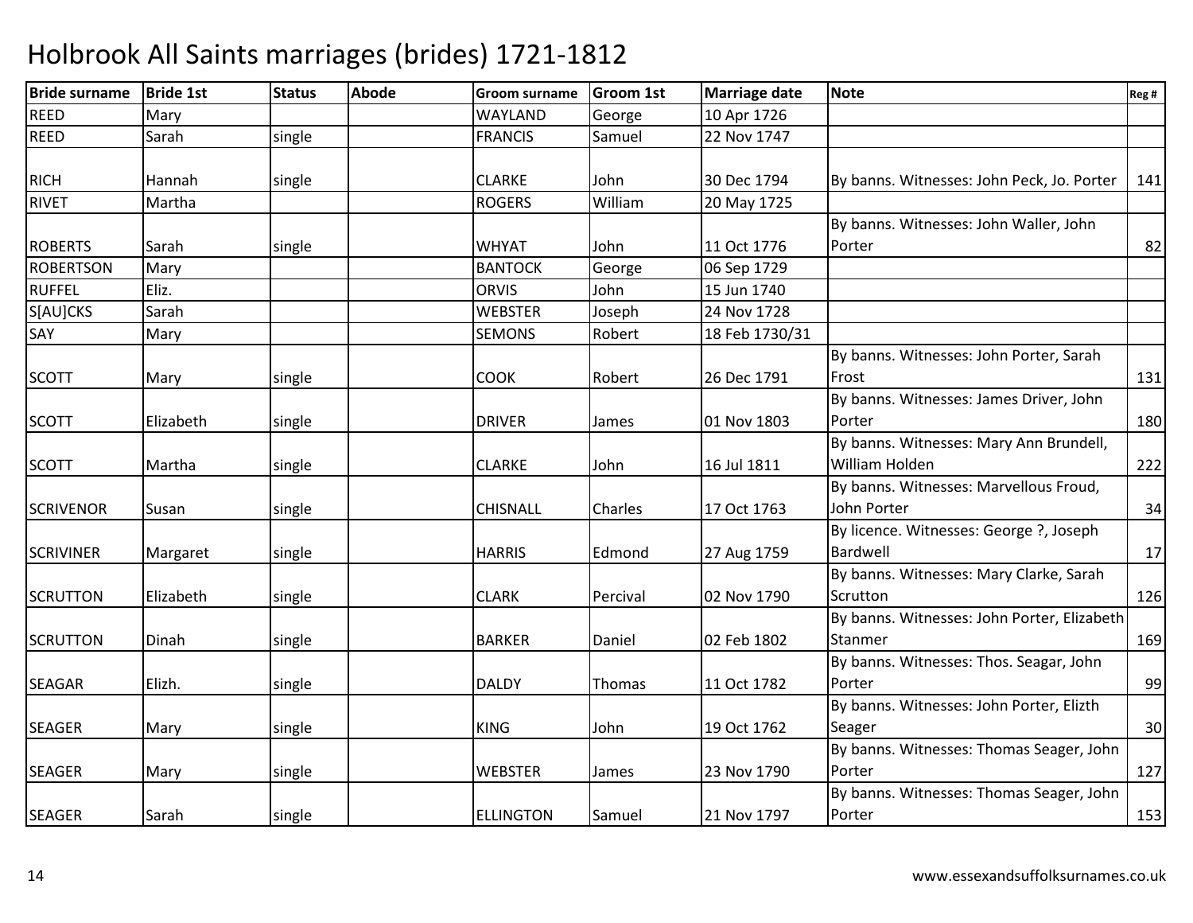# Holbrook All Saints marriages (brides) 1721-1812

| Bride surname | Bride 1st | Status | Abode | Groom surname | Groom 1st | Marriage date | Note | Reg # |
|---|---|---|---|---|---|---|---|---|
| REED | Mary | | | WAYLAND | George | 10 Apr 1726 | | |
| REED | Sarah | single | | FRANCIS | Samuel | 22 Nov 1747 | | |
| RICH | Hannah | single | | CLARKE | John | 30 Dec 1794 | By banns. Witnesses: John Peck, Jo. Porter | 141 |
| RIVET | Martha | | | ROGERS | William | 20 May 1725 | | |
| ROBERTS | Sarah | single | | WHYAT | John | 11 Oct 1776 | By banns. Witnesses: John Waller, John Porter | 82 |
| ROBERTSON | Mary | | | BANTOCK | George | 06 Sep 1729 | | |
| RUFFEL | Eliz. | | | ORVIS | John | 15 Jun 1740 | | |
| S[AU]CKS | Sarah | | | WEBSTER | Joseph | 24 Nov 1728 | | |
| SAY | Mary | | | SEMONS | Robert | 18 Feb 1730/31 | | |
| SCOTT | Mary | single | | COOK | Robert | 26 Dec 1791 | By banns. Witnesses: John Porter, Sarah Frost | 131 |
| SCOTT | Elizabeth | single | | DRIVER | James | 01 Nov 1803 | By banns. Witnesses: James Driver, John Porter | 180 |
| SCOTT | Martha | single | | CLARKE | John | 16 Jul 1811 | By banns. Witnesses: Mary Ann Brundell, William Holden | 222 |
| SCRIVENOR | Susan | single | | CHISNALL | Charles | 17 Oct 1763 | By banns. Witnesses: Marvellous Froud, John Porter | 34 |
| SCRIVINER | Margaret | single | | HARRIS | Edmond | 27 Aug 1759 | By licence. Witnesses: George ?, Joseph Bardwell | 17 |
| SCRUTTON | Elizabeth | single | | CLARK | Percival | 02 Nov 1790 | By banns. Witnesses: Mary Clarke, Sarah Scrutton | 126 |
| SCRUTTON | Dinah | single | | BARKER | Daniel | 02 Feb 1802 | By banns. Witnesses: John Porter, Elizabeth Stanmer | 169 |
| SEAGAR | Elizh. | single | | DALDY | Thomas | 11 Oct 1782 | By banns. Witnesses: Thos. Seagar, John Porter | 99 |
| SEAGER | Mary | single | | KING | John | 19 Oct 1762 | By banns. Witnesses: John Porter, Elizth Seager | 30 |
| SEAGER | Mary | single | | WEBSTER | James | 23 Nov 1790 | By banns. Witnesses: Thomas Seager, John Porter | 127 |
| SEAGER | Sarah | single | | ELLINGTON | Samuel | 21 Nov 1797 | By banns. Witnesses: Thomas Seager, John Porter | 153 |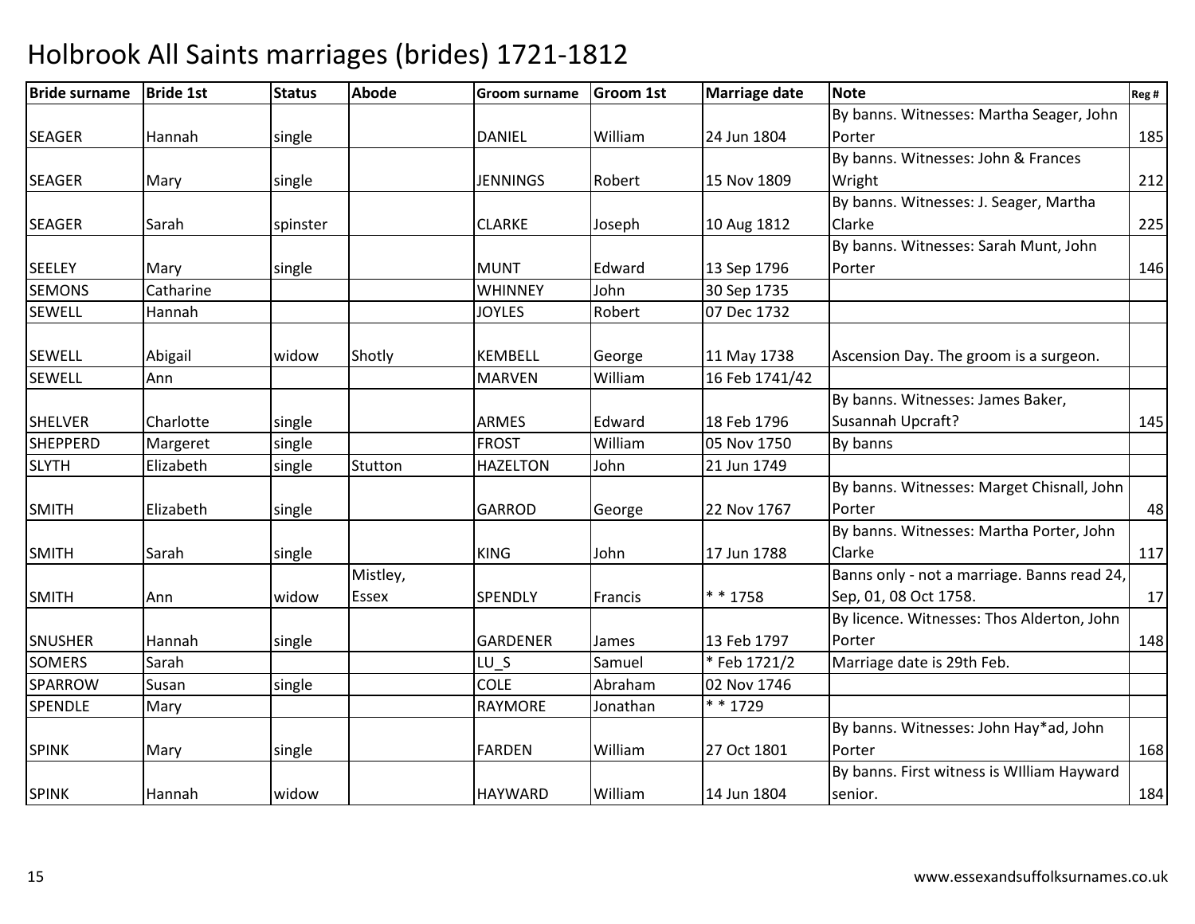# Holbrook All Saints marriages (brides) 1721-1812

| Bride surname | Bride 1st | Status | Abode | Groom surname | Groom 1st | Marriage date | Note | Reg # |
|---|---|---|---|---|---|---|---|---|
| SEAGER | Hannah | single | | DANIEL | William | 24 Jun 1804 | By banns. Witnesses: Martha Seager, John Porter | 185 |
| SEAGER | Mary | single | | JENNINGS | Robert | 15 Nov 1809 | By banns. Witnesses: John & Frances Wright | 212 |
| SEAGER | Sarah | spinster | | CLARKE | Joseph | 10 Aug 1812 | By banns. Witnesses: J. Seager, Martha Clarke | 225 |
| SEELEY | Mary | single | | MUNT | Edward | 13 Sep 1796 | By banns. Witnesses: Sarah Munt, John Porter | 146 |
| SEMONS | Catharine | | | WHINNEY | John | 30 Sep 1735 | | |
| SEWELL | Hannah | | | JOYLES | Robert | 07 Dec 1732 | | |
| SEWELL | Abigail | widow | Shotly | KEMBELL | George | 11 May 1738 | Ascension Day. The groom is a surgeon. | |
| SEWELL | Ann | | | MARVEN | William | 16 Feb 1741/42 | | |
| SHELVER | Charlotte | single | | ARMES | Edward | 18 Feb 1796 | By banns. Witnesses: James Baker, Susannah Upcraft? | 145 |
| SHEPPERD | Margeret | single | | FROST | William | 05 Nov 1750 | By banns | |
| SLYTH | Elizabeth | single | Stutton | HAZELTON | John | 21 Jun 1749 | | |
| SMITH | Elizabeth | single | | GARROD | George | 22 Nov 1767 | By banns. Witnesses: Marget Chisnall, John Porter | 48 |
| SMITH | Sarah | single | | KING | John | 17 Jun 1788 | By banns. Witnesses: Martha Porter, John Clarke | 117 |
| SMITH | Ann | widow | Mistley, Essex | SPENDLY | Francis | * * 1758 | Banns only - not a marriage. Banns read 24, Sep, 01, 08 Oct 1758. | 17 |
| SNUSHER | Hannah | single | | GARDENER | James | 13 Feb 1797 | By licence. Witnesses: Thos Alderton, John Porter | 148 |
| SOMERS | Sarah | | | LU_S | Samuel | * Feb 1721/2 | Marriage date is 29th Feb. | |
| SPARROW | Susan | single | | COLE | Abraham | 02 Nov 1746 | | |
| SPENDLE | Mary | | | RAYMORE | Jonathan | * * 1729 | | |
| SPINK | Mary | single | | FARDEN | William | 27 Oct 1801 | By banns. Witnesses: John Hay*ad, John Porter | 168 |
| SPINK | Hannah | widow | | HAYWARD | William | 14 Jun 1804 | By banns. First witness is WIlliam Hayward senior. | 184 |

www.essexandsuffolksurnames.co.uk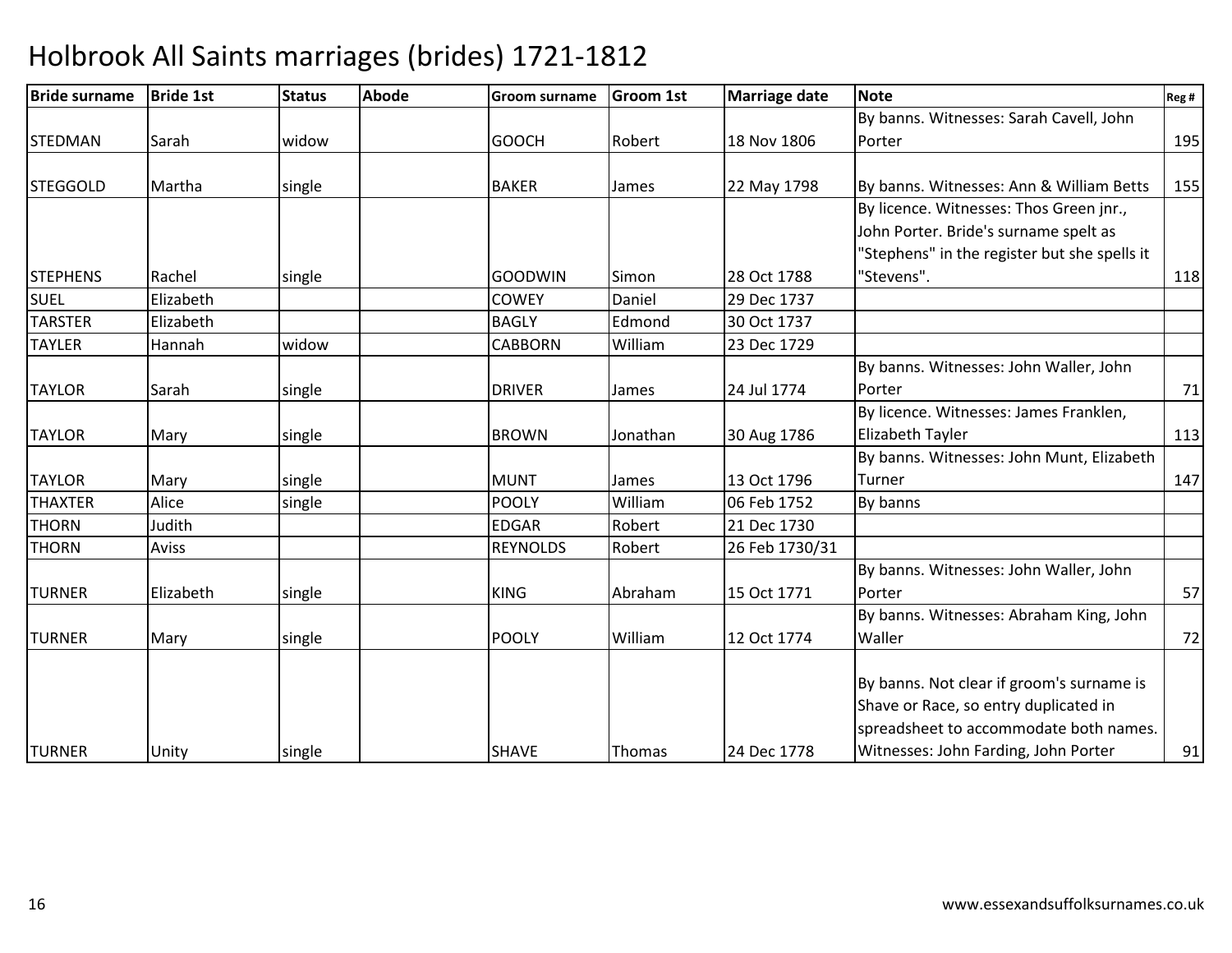# Holbrook All Saints marriages (brides) 1721-1812

| Bride surname | Bride 1st | Status | Abode | Groom surname | Groom 1st | Marriage date | Note | Reg # |
|---|---|---|---|---|---|---|---|---|
| STEDMAN | Sarah | widow | | GOOCH | Robert | 18 Nov 1806 | By banns. Witnesses: Sarah Cavell, John Porter | 195 |
| STEGGOLD | Martha | single | | BAKER | James | 22 May 1798 | By banns. Witnesses: Ann & William Betts | 155 |
| STEPHENS | Rachel | single | | GOODWIN | Simon | 28 Oct 1788 | By licence. Witnesses: Thos Green jnr., John Porter. Bride's surname spelt as "Stephens" in the register but she spells it "Stevens". | 118 |
| SUEL | Elizabeth | | | COWEY | Daniel | 29 Dec 1737 | | |
| TARSTER | Elizabeth | | | BAGLY | Edmond | 30 Oct 1737 | | |
| TAYLER | Hannah | widow | | CABBORN | William | 23 Dec 1729 | | |
| TAYLOR | Sarah | single | | DRIVER | James | 24 Jul 1774 | By banns. Witnesses: John Waller, John Porter | 71 |
| TAYLOR | Mary | single | | BROWN | Jonathan | 30 Aug 1786 | By licence. Witnesses: James Franklen, Elizabeth Tayler | 113 |
| TAYLOR | Mary | single | | MUNT | James | 13 Oct 1796 | By banns. Witnesses: John Munt, Elizabeth Turner | 147 |
| THAXTER | Alice | single | | POOLY | William | 06 Feb 1752 | By banns | |
| THORN | Judith | | | EDGAR | Robert | 21 Dec 1730 | | |
| THORN | Aviss | | | REYNOLDS | Robert | 26 Feb 1730/31 | | |
| TURNER | Elizabeth | single | | KING | Abraham | 15 Oct 1771 | By banns. Witnesses: John Waller, John Porter | 57 |
| TURNER | Mary | single | | POOLY | William | 12 Oct 1774 | By banns. Witnesses: Abraham King, John Waller | 72 |
| TURNER | Unity | single | | SHAVE | Thomas | 24 Dec 1778 | By banns. Not clear if groom's surname is Shave or Race, so entry duplicated in spreadsheet to accommodate both names. Witnesses: John Farding, John Porter | 91 |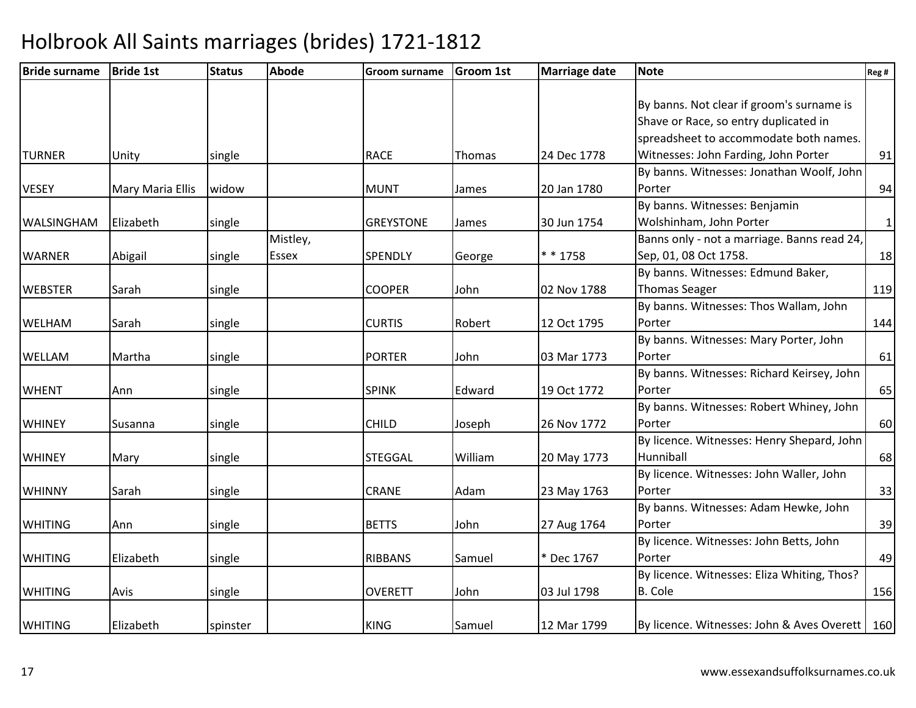# Holbrook All Saints marriages (brides) 1721-1812

| Bride surname | Bride 1st | Status | Abode | Groom surname | Groom 1st | Marriage date | Note | Reg # |
|---|---|---|---|---|---|---|---|---|
| TURNER | Unity | single | | RACE | Thomas | 24 Dec 1778 | By banns. Not clear if groom's surname is Shave or Race, so entry duplicated in spreadsheet to accommodate both names. Witnesses: John Farding, John Porter | 91 |
| VESEY | Mary Maria Ellis | widow | | MUNT | James | 20 Jan 1780 | By banns. Witnesses: Jonathan Woolf, John Porter | 94 |
| WALSINGHAM | Elizabeth | single | | GREYSTONE | James | 30 Jun 1754 | By banns. Witnesses: Benjamin Wolshinham, John Porter | 1 |
| WARNER | Abigail | single | Mistley, Essex | SPENDLY | George | * * 1758 | Banns only - not a marriage. Banns read 24, Sep, 01, 08 Oct 1758. | 18 |
| WEBSTER | Sarah | single | | COOPER | John | 02 Nov 1788 | By banns. Witnesses: Edmund Baker, Thomas Seager | 119 |
| WELHAM | Sarah | single | | CURTIS | Robert | 12 Oct 1795 | By banns. Witnesses: Thos Wallam, John Porter | 144 |
| WELLAM | Martha | single | | PORTER | John | 03 Mar 1773 | By banns. Witnesses: Mary Porter, John Porter | 61 |
| WHENT | Ann | single | | SPINK | Edward | 19 Oct 1772 | By banns. Witnesses: Richard Keirsey, John Porter | 65 |
| WHINEY | Susanna | single | | CHILD | Joseph | 26 Nov 1772 | By banns. Witnesses: Robert Whiney, John Porter | 60 |
| WHINEY | Mary | single | | STEGGAL | William | 20 May 1773 | By licence. Witnesses: Henry Shepard, John Hunniball | 68 |
| WHINNY | Sarah | single | | CRANE | Adam | 23 May 1763 | By licence. Witnesses: John Waller, John Porter | 33 |
| WHITING | Ann | single | | BETTS | John | 27 Aug 1764 | By banns. Witnesses: Adam Hewke, John Porter | 39 |
| WHITING | Elizabeth | single | | RIBBANS | Samuel | * Dec 1767 | By licence. Witnesses: John Betts, John Porter | 49 |
| WHITING | Avis | single | | OVERETT | John | 03 Jul 1798 | By licence. Witnesses: Eliza Whiting, Thos? B. Cole | 156 |
| WHITING | Elizabeth | spinster | | KING | Samuel | 12 Mar 1799 | By licence. Witnesses: John & Aves Overett | 160 |

www.essexandsuffolksurnames.co.uk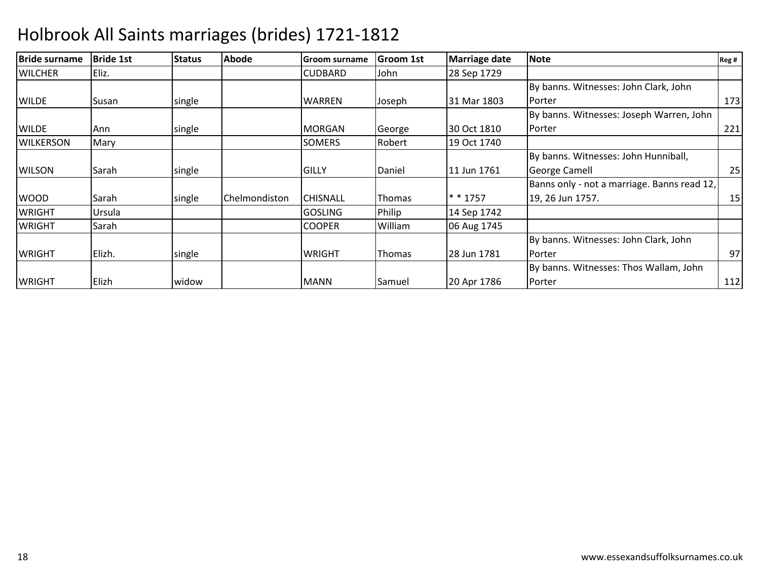# Holbrook All Saints marriages (brides) 1721-1812

| Bride surname | Bride 1st | Status | Abode | Groom surname | Groom 1st | Marriage date | Note | Reg # |
|---|---|---|---|---|---|---|---|---|
| WILCHER | Eliz. | | | CUDBARD | John | 28 Sep 1729 | | |
| WILDE | Susan | single | | WARREN | Joseph | 31 Mar 1803 | By banns. Witnesses: John Clark, John Porter | 173 |
| WILDE | Ann | single | | MORGAN | George | 30 Oct 1810 | By banns. Witnesses: Joseph Warren, John Porter | 221 |
| WILKERSON | Mary | | | SOMERS | Robert | 19 Oct 1740 | | |
| WILSON | Sarah | single | | GILLY | Daniel | 11 Jun 1761 | By banns. Witnesses: John Hunniball, George Camell | 25 |
| WOOD | Sarah | single | Chelmondiston | CHISNALL | Thomas | * * 1757 | Banns only - not a marriage. Banns read 12, 19, 26 Jun 1757. | 15 |
| WRIGHT | Ursula | | | GOSLING | Philip | 14 Sep 1742 | | |
| WRIGHT | Sarah | | | COOPER | William | 06 Aug 1745 | | |
| WRIGHT | Elizh. | single | | WRIGHT | Thomas | 28 Jun 1781 | By banns. Witnesses: John Clark, John Porter | 97 |
| WRIGHT | Elizh | widow | | MANN | Samuel | 20 Apr 1786 | By banns. Witnesses: Thos Wallam, John Porter | 112 |

www.essexandsuffolksurnames.co.uk